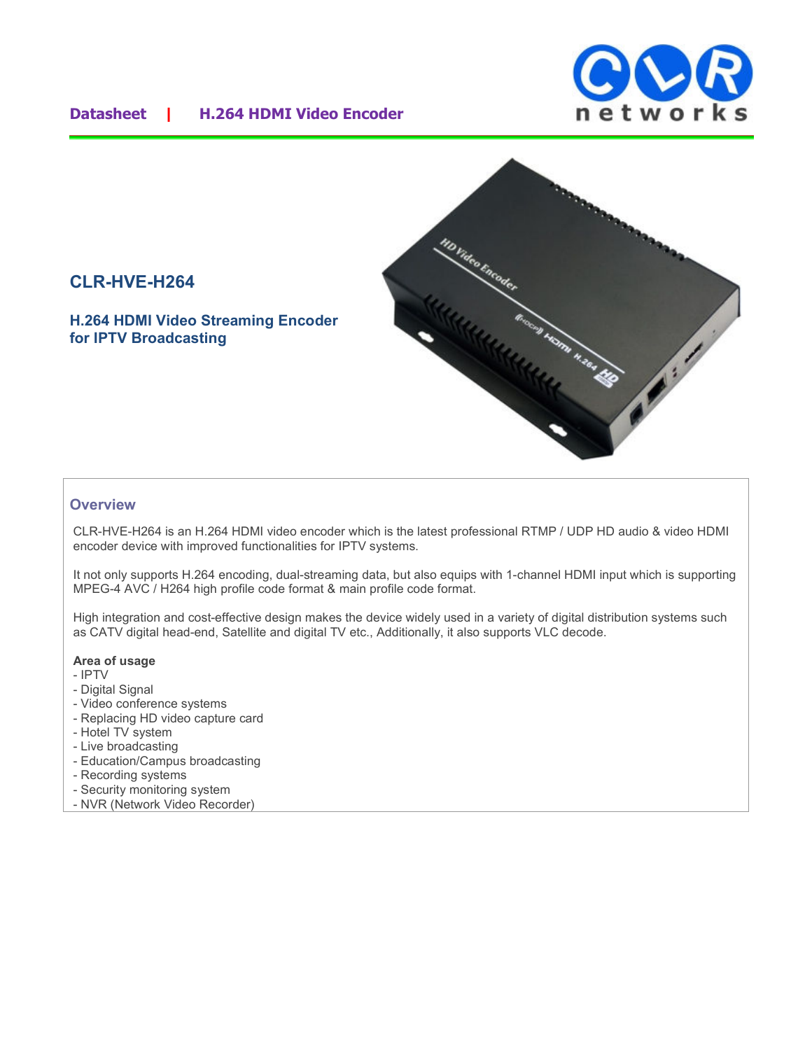**Datasheet | H.264 HDMI Video Encoder**

# CLR-HVE-H264

### H.264 HDMI Video Streaming Encoder for IPTV Broadcasting

## Overview

CLR-HVE-H264 is an H.264 HDMI video encoder which is the latest professional RTMP / UDP HD audio & video HDMI encoder device with improved functionalities for IPTV systems.

It not only supports H.264 encoding, dual-streaming data, but also equips with 1-channel HDMI input which is supporting MPEG-4 AVC / H264 high profile code format & main profile code format.

High integration and cost-effective design makes the device widely used in a variety of digital distribution systems such as CATV digital head-end, Satellite and digital TV etc., Additionally, it also supports VLC decode.

**Area of usage**

- IPTV
- Digital Signal
- Video conference systems
- Replacing HD video capture card
- Hotel TV system
- Live broadcasting
- Education/Campus broadcasting
- Recording systems
- Security monitoring system
- NVR (Network Video Recorder)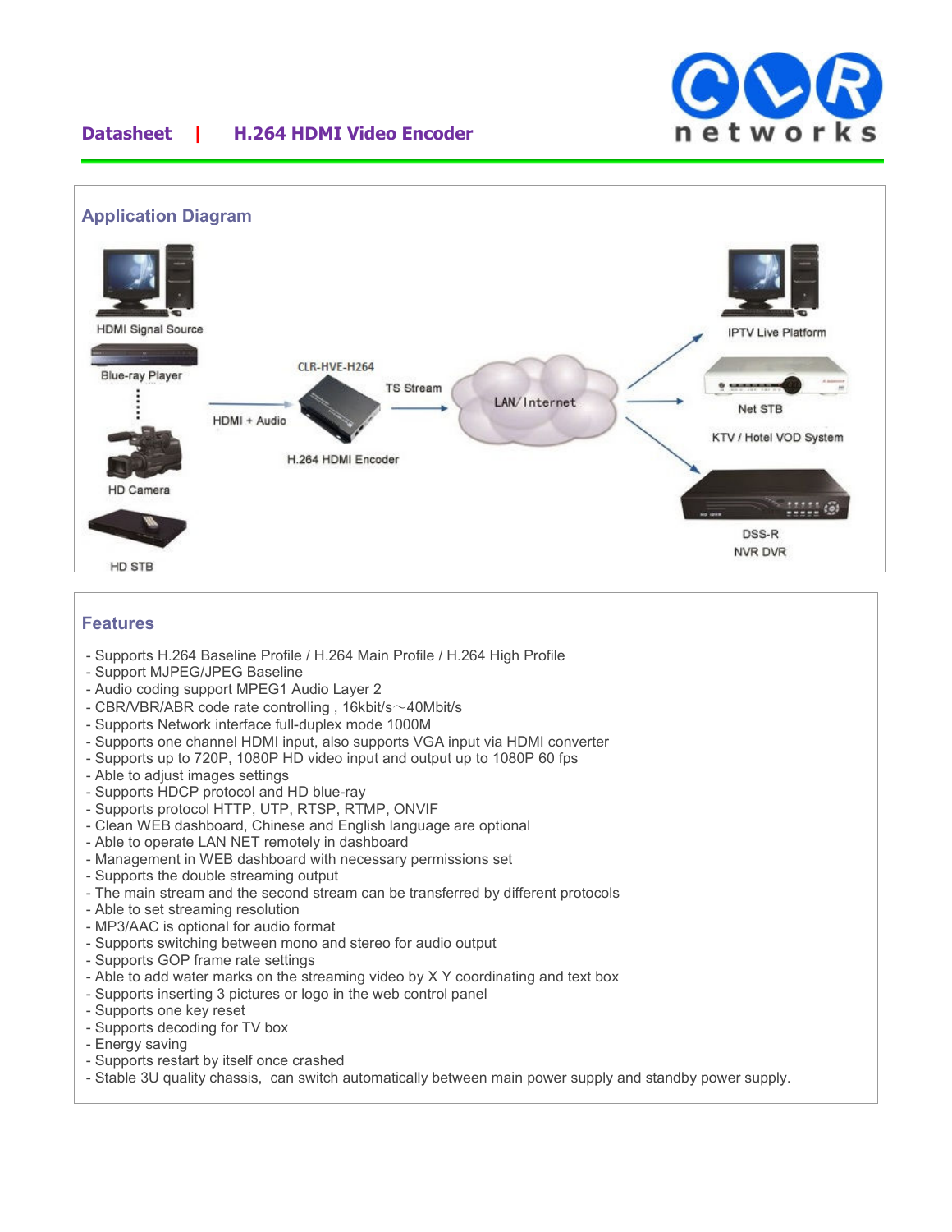## Application Diagram

HDMI Signal Source

Blue-ray Player

HD Camera

HD STB

HDMI + Audio

CLR-HVE-H264

H.264 HDMI Encoder

TS Stream

LAN/Internet

IPTV Live Platform

Net STB

KTV / Hotel VOD System

DSS-R

NVR DVR

## Features

- Supports H.264 Baseline Profile / H.264 Main Profile / H.264 High Profile
- Support MJPEG/JPEG Baseline
- Audio coding support MPEG1 Audio Layer 2
- CBR/VBR/ABR code rate controlling , 16kbit/s～40Mbit/s
- Supports Network interface full-duplex mode 1000M
- Supports one channel HDMI input, also supports VGA input via HDMI converter
- Supports up to 720P, 1080P HD video input and output up to 1080P 60 fps
- Able to adjust images settings
- Supports HDCP protocol and HD blue-ray
- Supports protocol HTTP, UTP, RTSP, RTMP, ONVIF
- Clean WEB dashboard, Chinese and English language are optional
- Able to operate LAN NET remotely in dashboard
- Management in WEB dashboard with necessary permissions set
- Supports the double streaming output
- The main stream and the second stream can be transferred by different protocols
- Able to set streaming resolution
- MP3/AAC is optional for audio format
- Supports switching between mono and stereo for audio output
- Supports GOP frame rate settings
- Able to add water marks on the streaming video by X Y coordinating and text box
- Supports inserting 3 pictures or logo in the web control panel
- Supports one key reset
- Supports decoding for TV box
- Energy saving
- Supports restart by itself once crashed
- Stable 3U quality chassis, can switch automatically between main power supply and standby power supply.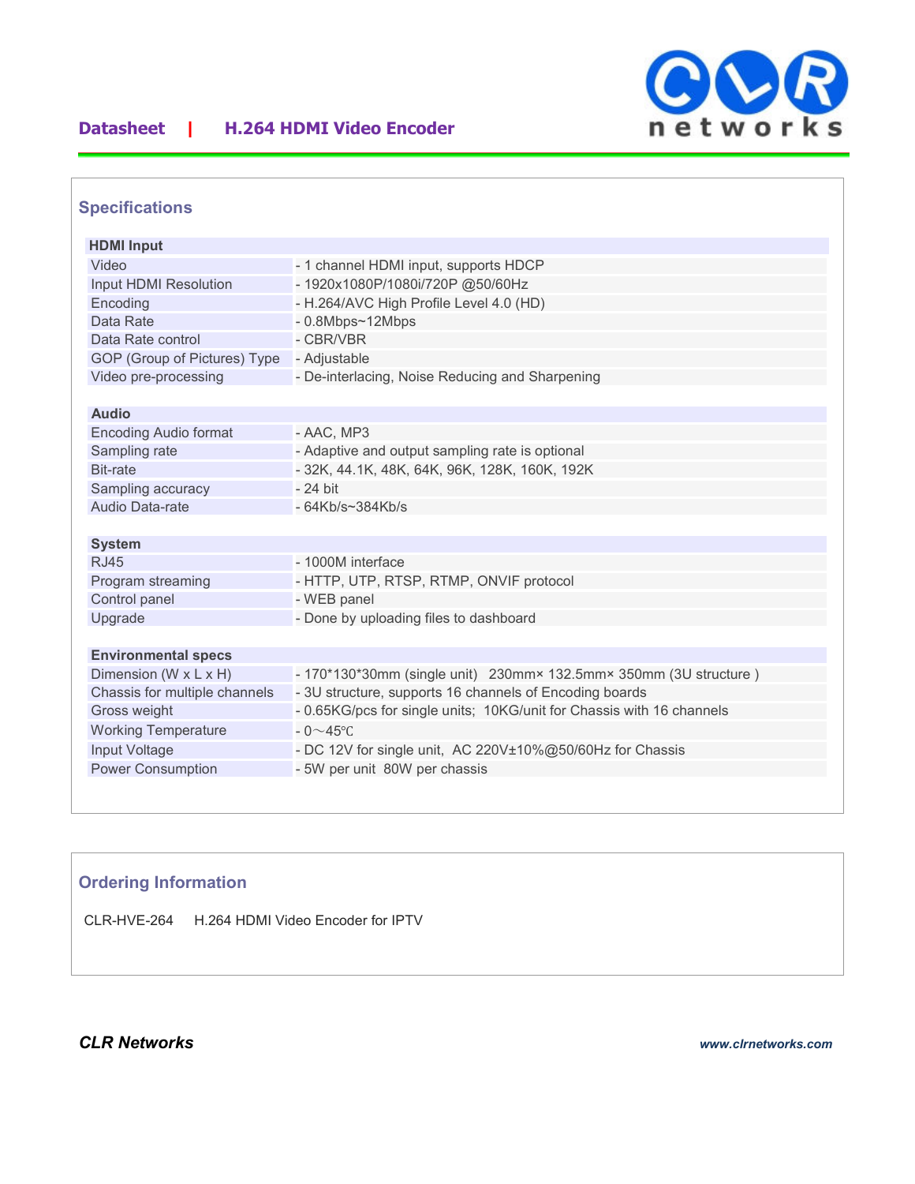## Specifications

| | |
|---|---|
| **HDMI Input** | |
| Video | - 1 channel HDMI input, supports HDCP |
| Input HDMI Resolution | - 1920x1080P/1080i/720P @50/60Hz |
| Encoding | - H.264/AVC High Profile Level 4.0 (HD) |
| Data Rate | - 0.8Mbps~12Mbps |
| Data Rate control | - CBR/VBR |
| GOP (Group of Pictures) Type | - Adjustable |
| Video pre-processing | - De-interlacing, Noise Reducing and Sharpening |
| **Audio** | |
| Encoding Audio format | - AAC, MP3 |
| Sampling rate | - Adaptive and output sampling rate is optional |
| Bit-rate | - 32K, 44.1K, 48K, 64K, 96K, 128K, 160K, 192K |
| Sampling accuracy | - 24 bit |
| Audio Data-rate | - 64Kb/s~384Kb/s |
| **System** | |
| RJ45 | - 1000M interface |
| Program streaming | - HTTP, UTP, RTSP, RTMP, ONVIF protocol |
| Control panel | - WEB panel |
| Upgrade | - Done by uploading files to dashboard |
| **Environmental specs** | |
| Dimension (W x L x H) | - 170*130*30mm (single unit) 230mm× 132.5mm× 350mm (3U structure ) |
| Chassis for multiple channels | - 3U structure, supports 16 channels of Encoding boards |
| Gross weight | - 0.65KG/pcs for single units; 10KG/unit for Chassis with 16 channels |
| Working Temperature | - 0～45℃ |
| Input Voltage | - DC 12V for single unit, AC 220V±10%@50/60Hz for Chassis |
| Power Consumption | - 5W per unit 80W per chassis |

## Ordering Information

CLR-HVE-264 H.264 HDMI Video Encoder for IPTV